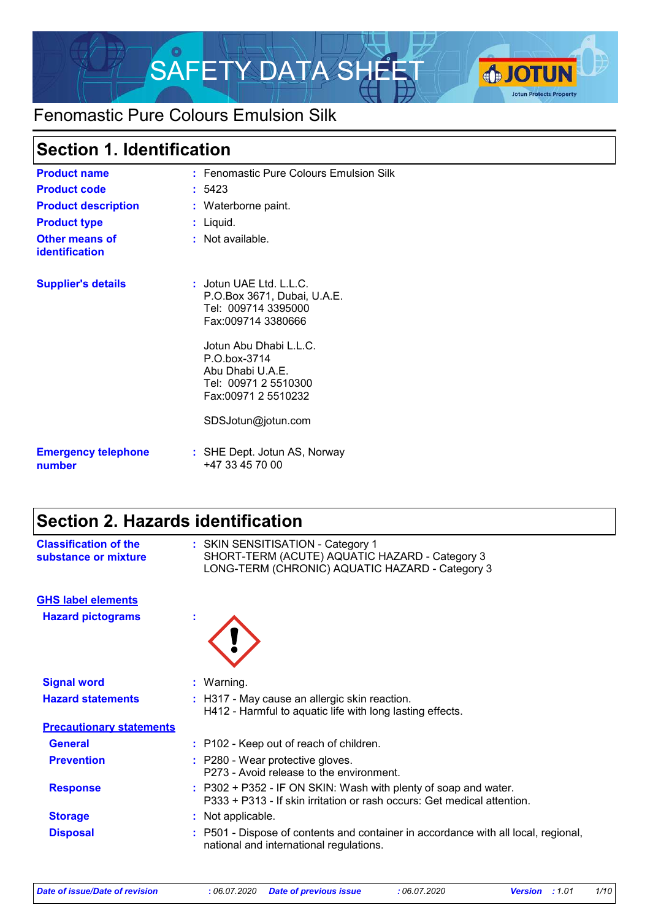# SAFETY DATA SHEET

## Fenomastic Pure Colours Emulsion Silk

## Section 1. Identification

| | | |
|---|---|---|
| **Product name** | : | Fenomastic Pure Colours Emulsion Silk |
| **Product code** | : | 5423 |
| **Product description** | : | Waterborne paint. |
| **Product type** | : | Liquid. |
| **Other means of identification** | : | Not available. |
| **Supplier's details** | : | Jotun UAE Ltd. L.L.C.<br>P.O.Box 3671, Dubai, U.A.E.<br>Tel: 009714 3395000<br>Fax:009714 3380666<br><br>Jotun Abu Dhabi L.L.C.<br>P.O.box-3714<br>Abu Dhabi U.A.E.<br>Tel: 00971 2 5510300<br>Fax:00971 2 5510232<br><br>SDSJotun@jotun.com |
| **Emergency telephone number** | : | SHE Dept. Jotun AS, Norway<br>+47 33 45 70 00 |

## Section 2. Hazards identification

**Classification of the substance or mixture** : SKIN SENSITISATION - Category 1
SHORT-TERM (ACUTE) AQUATIC HAZARD - Category 3
LONG-TERM (CHRONIC) AQUATIC HAZARD - Category 3

**GHS label elements**

**Hazard pictograms** :

**Signal word** : Warning.

**Hazard statements** : H317 - May cause an allergic skin reaction.
H412 - Harmful to aquatic life with long lasting effects.

**Precautionary statements**

**General** : P102 - Keep out of reach of children.

**Prevention** : P280 - Wear protective gloves.
P273 - Avoid release to the environment.

**Response** : P302 + P352 - IF ON SKIN: Wash with plenty of soap and water.
P333 + P313 - If skin irritation or rash occurs: Get medical attention.

**Storage** : Not applicable.

**Disposal** : P501 - Dispose of contents and container in accordance with all local, regional, national and international regulations.

*Date of issue/Date of revision : 06.07.2020 Date of previous issue : 06.07.2020 Version : 1.01*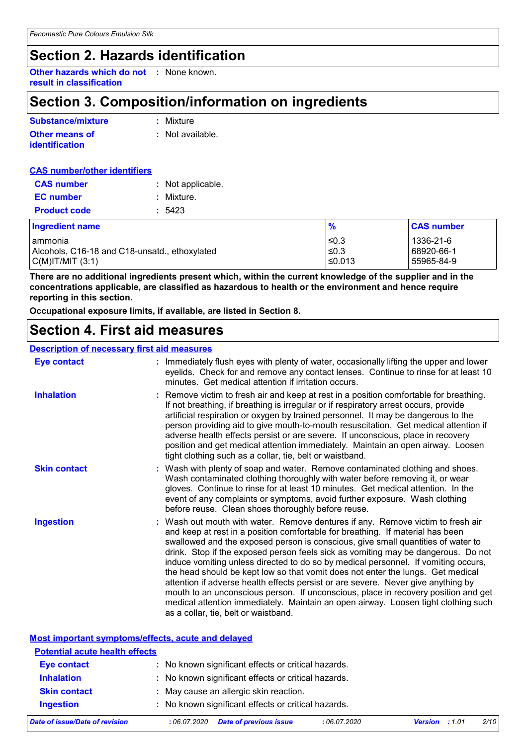# Section 2. Hazards identification

**Other hazards which do not result in classification** : None known.

# Section 3. Composition/information on ingredients

**Substance/mixture** : Mixture

**Other means of identification** : Not available.

**CAS number/other identifiers**

**CAS number** : Not applicable.

**EC number** : Mixture.

**Product code** : 5423

| Ingredient name | % | CAS number |
| --- | --- | --- |
| ammonia | ≤0.3 | 1336-21-6 |
| Alcohols, C16-18 and C18-unsatd., ethoxylated | ≤0.3 | 68920-66-1 |
| C(M)IT/MIT (3:1) | ≤0.013 | 55965-84-9 |

**There are no additional ingredients present which, within the current knowledge of the supplier and in the concentrations applicable, are classified as hazardous to health or the environment and hence require reporting in this section.**

**Occupational exposure limits, if available, are listed in Section 8.**

# Section 4. First aid measures

**Description of necessary first aid measures**

**Eye contact** : Immediately flush eyes with plenty of water, occasionally lifting the upper and lower eyelids. Check for and remove any contact lenses. Continue to rinse for at least 10 minutes. Get medical attention if irritation occurs.

**Inhalation** : Remove victim to fresh air and keep at rest in a position comfortable for breathing. If not breathing, if breathing is irregular or if respiratory arrest occurs, provide artificial respiration or oxygen by trained personnel. It may be dangerous to the person providing aid to give mouth-to-mouth resuscitation. Get medical attention if adverse health effects persist or are severe. If unconscious, place in recovery position and get medical attention immediately. Maintain an open airway. Loosen tight clothing such as a collar, tie, belt or waistband.

**Skin contact** : Wash with plenty of soap and water. Remove contaminated clothing and shoes. Wash contaminated clothing thoroughly with water before removing it, or wear gloves. Continue to rinse for at least 10 minutes. Get medical attention. In the event of any complaints or symptoms, avoid further exposure. Wash clothing before reuse. Clean shoes thoroughly before reuse.

**Ingestion** : Wash out mouth with water. Remove dentures if any. Remove victim to fresh air and keep at rest in a position comfortable for breathing. If material has been swallowed and the exposed person is conscious, give small quantities of water to drink. Stop if the exposed person feels sick as vomiting may be dangerous. Do not induce vomiting unless directed to do so by medical personnel. If vomiting occurs, the head should be kept low so that vomit does not enter the lungs. Get medical attention if adverse health effects persist or are severe. Never give anything by mouth to an unconscious person. If unconscious, place in recovery position and get medical attention immediately. Maintain an open airway. Loosen tight clothing such as a collar, tie, belt or waistband.

**Most important symptoms/effects, acute and delayed**

**Potential acute health effects**

**Eye contact** : No known significant effects or critical hazards.

**Inhalation** : No known significant effects or critical hazards.

**Skin contact** : May cause an allergic skin reaction.

**Ingestion** : No known significant effects or critical hazards.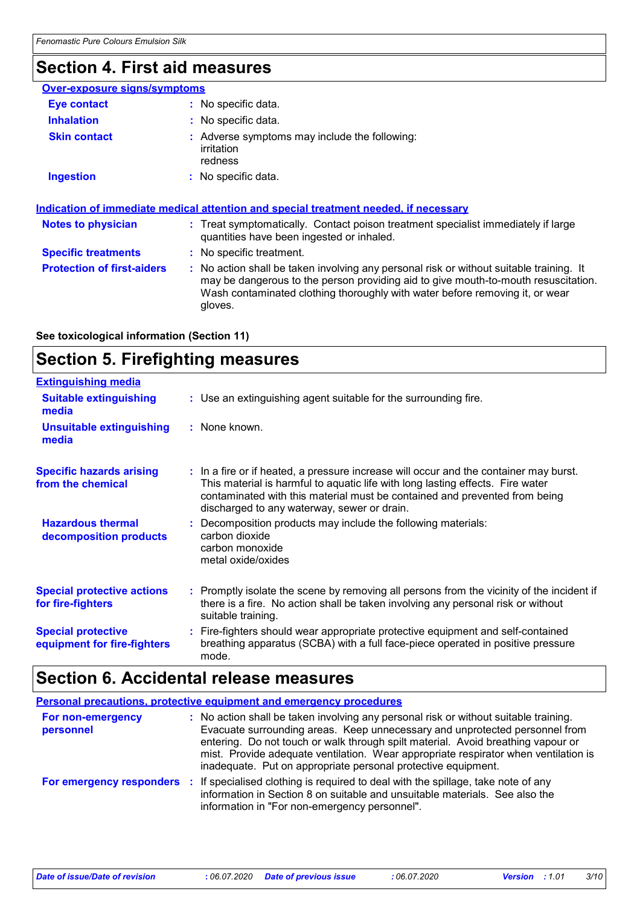## Section 4. First aid measures

### Over-exposure signs/symptoms

**Eye contact** : No specific data.

**Inhalation** : No specific data.

**Skin contact** : Adverse symptoms may include the following:
irritation
redness

**Ingestion** : No specific data.

### Indication of immediate medical attention and special treatment needed, if necessary

**Notes to physician** : Treat symptomatically. Contact poison treatment specialist immediately if large quantities have been ingested or inhaled.

**Specific treatments** : No specific treatment.

**Protection of first-aiders** : No action shall be taken involving any personal risk or without suitable training. It may be dangerous to the person providing aid to give mouth-to-mouth resuscitation. Wash contaminated clothing thoroughly with water before removing it, or wear gloves.

**See toxicological information (Section 11)**

## Section 5. Firefighting measures

### Extinguishing media

**Suitable extinguishing media** : Use an extinguishing agent suitable for the surrounding fire.

**Unsuitable extinguishing media** : None known.

**Specific hazards arising from the chemical** : In a fire or if heated, a pressure increase will occur and the container may burst. This material is harmful to aquatic life with long lasting effects. Fire water contaminated with this material must be contained and prevented from being discharged to any waterway, sewer or drain.

**Hazardous thermal decomposition products** : Decomposition products may include the following materials:
carbon dioxide
carbon monoxide
metal oxide/oxides

**Special protective actions for fire-fighters** : Promptly isolate the scene by removing all persons from the vicinity of the incident if there is a fire. No action shall be taken involving any personal risk or without suitable training.

**Special protective equipment for fire-fighters** : Fire-fighters should wear appropriate protective equipment and self-contained breathing apparatus (SCBA) with a full face-piece operated in positive pressure mode.

## Section 6. Accidental release measures

### Personal precautions, protective equipment and emergency procedures

**For non-emergency personnel** : No action shall be taken involving any personal risk or without suitable training. Evacuate surrounding areas. Keep unnecessary and unprotected personnel from entering. Do not touch or walk through spilt material. Avoid breathing vapour or mist. Provide adequate ventilation. Wear appropriate respirator when ventilation is inadequate. Put on appropriate personal protective equipment.

**For emergency responders** : If specialised clothing is required to deal with the spillage, take note of any information in Section 8 on suitable and unsuitable materials. See also the information in "For non-emergency personnel".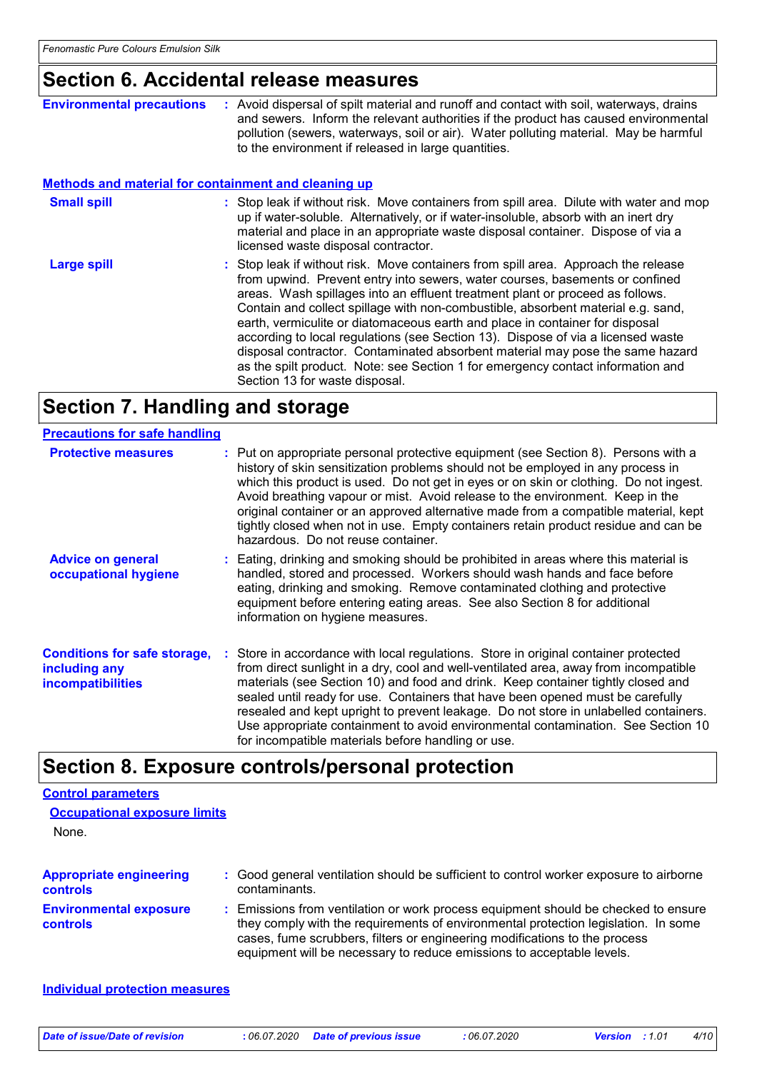## Section 6. Accidental release measures

**Environmental precautions** : Avoid dispersal of spilt material and runoff and contact with soil, waterways, drains and sewers. Inform the relevant authorities if the product has caused environmental pollution (sewers, waterways, soil or air). Water polluting material. May be harmful to the environment if released in large quantities.

### Methods and material for containment and cleaning up

**Small spill** : Stop leak if without risk. Move containers from spill area. Dilute with water and mop up if water-soluble. Alternatively, or if water-insoluble, absorb with an inert dry material and place in an appropriate waste disposal container. Dispose of via a licensed waste disposal contractor.

**Large spill** : Stop leak if without risk. Move containers from spill area. Approach the release from upwind. Prevent entry into sewers, water courses, basements or confined areas. Wash spillages into an effluent treatment plant or proceed as follows. Contain and collect spillage with non-combustible, absorbent material e.g. sand, earth, vermiculite or diatomaceous earth and place in container for disposal according to local regulations (see Section 13). Dispose of via a licensed waste disposal contractor. Contaminated absorbent material may pose the same hazard as the spilt product. Note: see Section 1 for emergency contact information and Section 13 for waste disposal.

## Section 7. Handling and storage

### Precautions for safe handling

**Protective measures** : Put on appropriate personal protective equipment (see Section 8). Persons with a history of skin sensitization problems should not be employed in any process in which this product is used. Do not get in eyes or on skin or clothing. Do not ingest. Avoid breathing vapour or mist. Avoid release to the environment. Keep in the original container or an approved alternative made from a compatible material, kept tightly closed when not in use. Empty containers retain product residue and can be hazardous. Do not reuse container.

**Advice on general occupational hygiene** : Eating, drinking and smoking should be prohibited in areas where this material is handled, stored and processed. Workers should wash hands and face before eating, drinking and smoking. Remove contaminated clothing and protective equipment before entering eating areas. See also Section 8 for additional information on hygiene measures.

**Conditions for safe storage, including any incompatibilities** : Store in accordance with local regulations. Store in original container protected from direct sunlight in a dry, cool and well-ventilated area, away from incompatible materials (see Section 10) and food and drink. Keep container tightly closed and sealed until ready for use. Containers that have been opened must be carefully resealed and kept upright to prevent leakage. Do not store in unlabelled containers. Use appropriate containment to avoid environmental contamination. See Section 10 for incompatible materials before handling or use.

## Section 8. Exposure controls/personal protection

### Control parameters

#### Occupational exposure limits

None.

**Appropriate engineering controls** : Good general ventilation should be sufficient to control worker exposure to airborne contaminants.

**Environmental exposure controls** : Emissions from ventilation or work process equipment should be checked to ensure they comply with the requirements of environmental protection legislation. In some cases, fume scrubbers, filters or engineering modifications to the process equipment will be necessary to reduce emissions to acceptable levels.

### Individual protection measures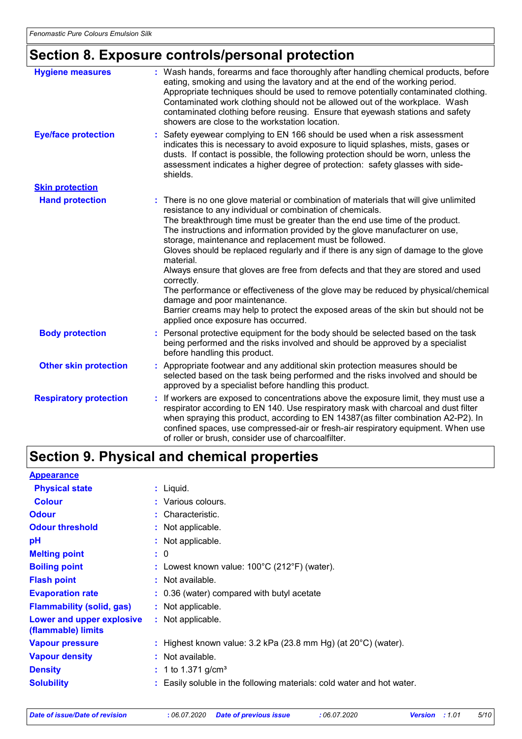## Section 8. Exposure controls/personal protection

**Hygiene measures** : Wash hands, forearms and face thoroughly after handling chemical products, before eating, smoking and using the lavatory and at the end of the working period. Appropriate techniques should be used to remove potentially contaminated clothing. Contaminated work clothing should not be allowed out of the workplace. Wash contaminated clothing before reusing. Ensure that eyewash stations and safety showers are close to the workstation location.

**Eye/face protection** : Safety eyewear complying to EN 166 should be used when a risk assessment indicates this is necessary to avoid exposure to liquid splashes, mists, gases or dusts. If contact is possible, the following protection should be worn, unless the assessment indicates a higher degree of protection: safety glasses with side-shields.

**Skin protection**

**Hand protection** : There is no one glove material or combination of materials that will give unlimited resistance to any individual or combination of chemicals.
The breakthrough time must be greater than the end use time of the product.
The instructions and information provided by the glove manufacturer on use, storage, maintenance and replacement must be followed.
Gloves should be replaced regularly and if there is any sign of damage to the glove material.
Always ensure that gloves are free from defects and that they are stored and used correctly.
The performance or effectiveness of the glove may be reduced by physical/chemical damage and poor maintenance.
Barrier creams may help to protect the exposed areas of the skin but should not be applied once exposure has occurred.

**Body protection** : Personal protective equipment for the body should be selected based on the task being performed and the risks involved and should be approved by a specialist before handling this product.

**Other skin protection** : Appropriate footwear and any additional skin protection measures should be selected based on the task being performed and the risks involved and should be approved by a specialist before handling this product.

**Respiratory protection** : If workers are exposed to concentrations above the exposure limit, they must use a respirator according to EN 140. Use respiratory mask with charcoal and dust filter when spraying this product, according to EN 14387(as filter combination A2-P2). In confined spaces, use compressed-air or fresh-air respiratory equipment. When use of roller or brush, consider use of charcoalfilter.

## Section 9. Physical and chemical properties

**Appearance**

**Physical state** : Liquid.

**Colour** : Various colours.

**Odour** : Characteristic.

**Odour threshold** : Not applicable.

**pH** : Not applicable.

**Melting point** : 0

**Boiling point** : Lowest known value: 100°C (212°F) (water).

**Flash point** : Not available.

**Evaporation rate** : 0.36 (water) compared with butyl acetate

**Flammability (solid, gas)** : Not applicable.

**Lower and upper explosive (flammable) limits** : Not applicable.

**Vapour pressure** : Highest known value: 3.2 kPa (23.8 mm Hg) (at 20°C) (water).

**Vapour density** : Not available.

**Density** : 1 to 1.371 g/cm³

**Solubility** : Easily soluble in the following materials: cold water and hot water.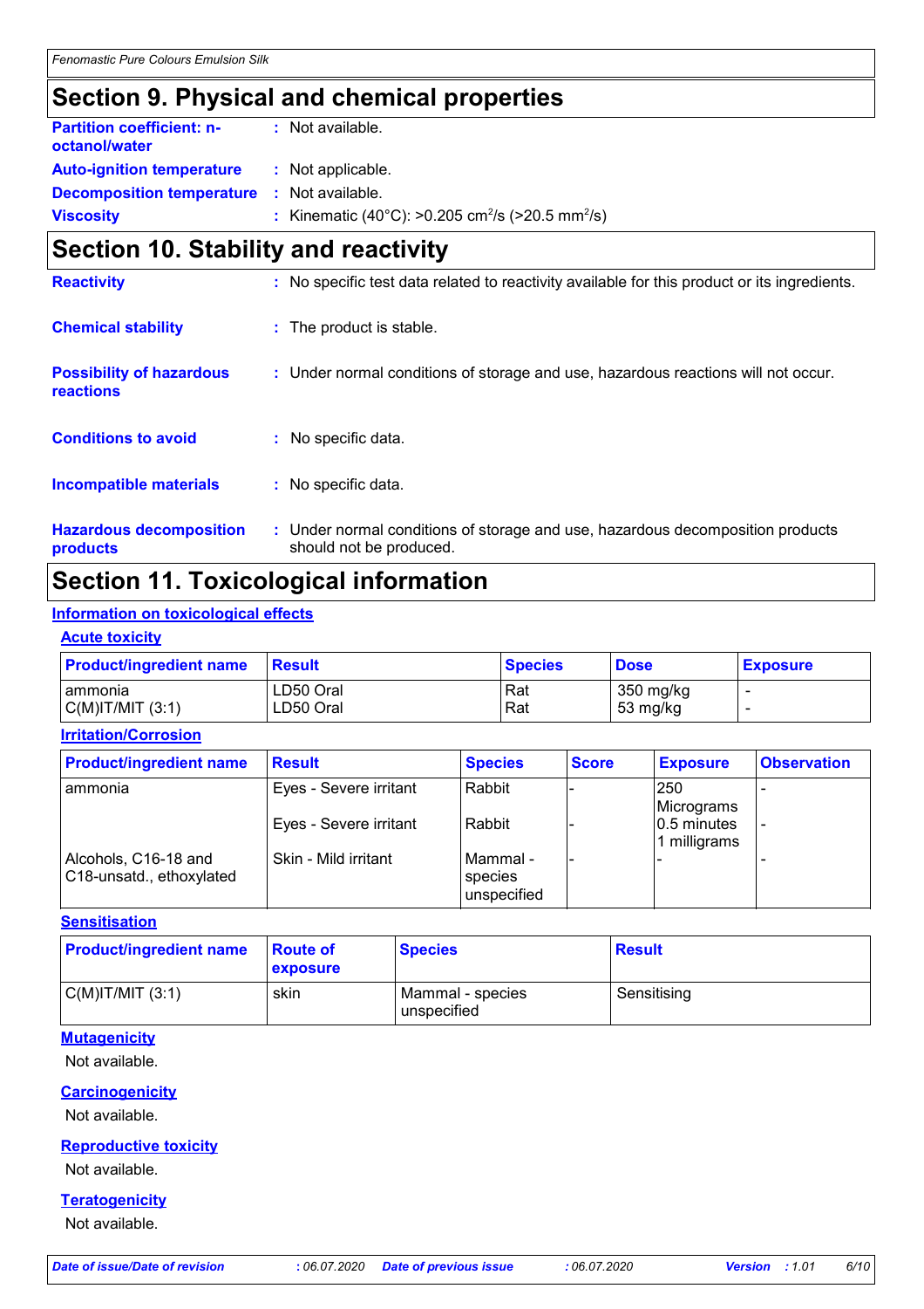# Section 9. Physical and chemical properties

| | |
|---|---|
| **Partition coefficient: n-octanol/water** | : Not available. |
| **Auto-ignition temperature** | : Not applicable. |
| **Decomposition temperature** | : Not available. |
| **Viscosity** | : Kinematic (40°C): >0.205 $cm^2/s$ (>20.5 $mm^2/s$) |

# Section 10. Stability and reactivity

| | |
|---|---|
| **Reactivity** | : No specific test data related to reactivity available for this product or its ingredients. |
| **Chemical stability** | : The product is stable. |
| **Possibility of hazardous reactions** | : Under normal conditions of storage and use, hazardous reactions will not occur. |
| **Conditions to avoid** | : No specific data. |
| **Incompatible materials** | : No specific data. |
| **Hazardous decomposition products** | : Under normal conditions of storage and use, hazardous decomposition products should not be produced. |

# Section 11. Toxicological information

## Information on toxicological effects

### Acute toxicity

| Product/ingredient name | Result | Species | Dose | Exposure |
|---|---|---|---|---|
| ammonia | LD50 Oral | Rat | 350 mg/kg | - |
| C(M)IT/MIT (3:1) | LD50 Oral | Rat | 53 mg/kg | - |

### Irritation/Corrosion

| Product/ingredient name | Result | Species | Score | Exposure | Observation |
|---|---|---|---|---|---|
| ammonia | Eyes - Severe irritant | Rabbit | - | 250 Micrograms | - |
| | Eyes - Severe irritant | Rabbit | - | 0.5 minutes 1 milligrams | - |
| Alcohols, C16-18 and C18-unsatd., ethoxylated | Skin - Mild irritant | Mammal - species unspecified | - | - | - |

### Sensitisation

| Product/ingredient name | Route of exposure | Species | Result |
|---|---|---|---|
| C(M)IT/MIT (3:1) | skin | Mammal - species unspecified | Sensitising |

### Mutagenicity

Not available.

### Carcinogenicity

Not available.

### Reproductive toxicity

Not available.

### Teratogenicity

Not available.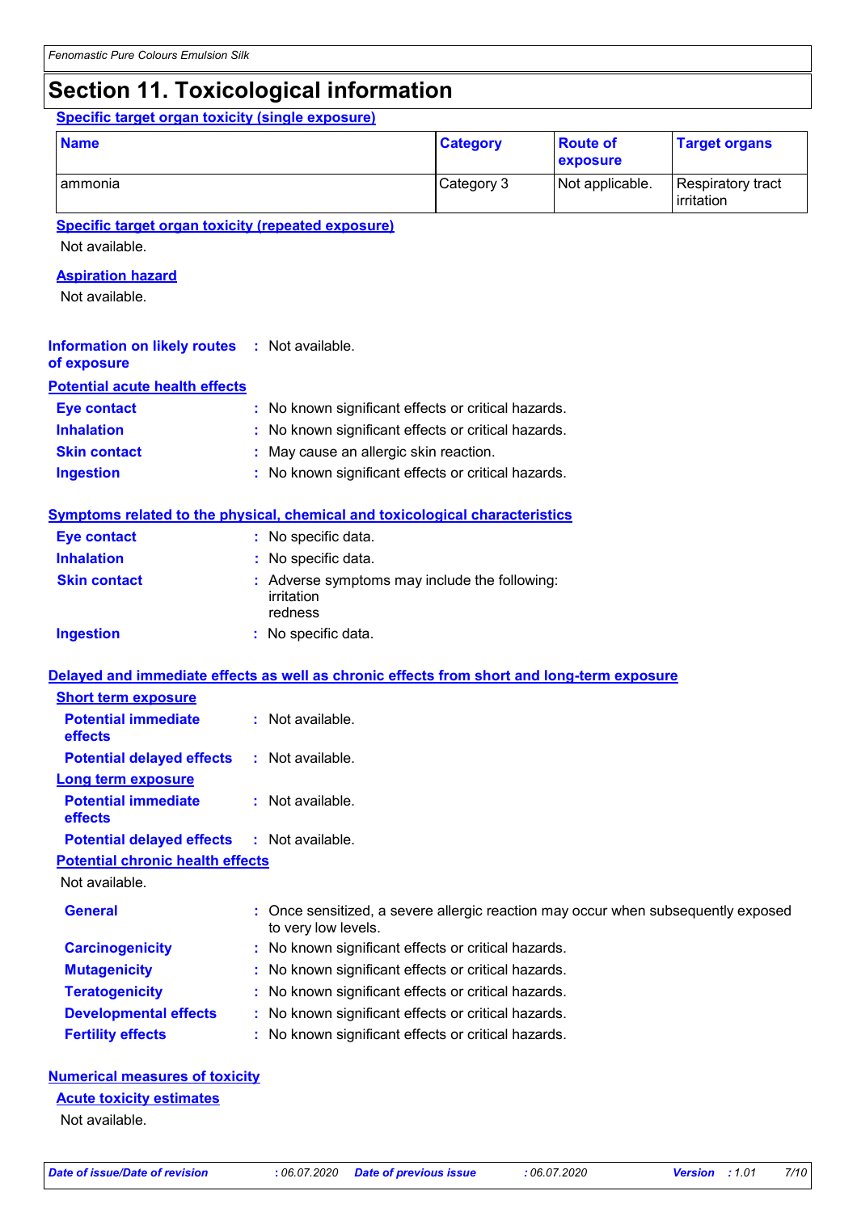# Section 11. Toxicological information

**Specific target organ toxicity (single exposure)**

| Name | Category | Route of exposure | Target organs |
|---|---|---|---|
| ammonia | Category 3 | Not applicable. | Respiratory tract irritation |

**Specific target organ toxicity (repeated exposure)**

Not available.

**Aspiration hazard**

Not available.

**Information on likely routes of exposure** : Not available.

**Potential acute health effects**

**Eye contact** : No known significant effects or critical hazards.
**Inhalation** : No known significant effects or critical hazards.
**Skin contact** : May cause an allergic skin reaction.
**Ingestion** : No known significant effects or critical hazards.

**Symptoms related to the physical, chemical and toxicological characteristics**

**Eye contact** : No specific data.
**Inhalation** : No specific data.
**Skin contact** : Adverse symptoms may include the following:
irritation
redness
**Ingestion** : No specific data.

**Delayed and immediate effects as well as chronic effects from short and long-term exposure**

**Short term exposure**

**Potential immediate effects** : Not available.
**Potential delayed effects** : Not available.

**Long term exposure**

**Potential immediate effects** : Not available.
**Potential delayed effects** : Not available.

**Potential chronic health effects**

Not available.

**General** : Once sensitized, a severe allergic reaction may occur when subsequently exposed to very low levels.
**Carcinogenicity** : No known significant effects or critical hazards.
**Mutagenicity** : No known significant effects or critical hazards.
**Teratogenicity** : No known significant effects or critical hazards.
**Developmental effects** : No known significant effects or critical hazards.
**Fertility effects** : No known significant effects or critical hazards.

**Numerical measures of toxicity**

**Acute toxicity estimates**

Not available.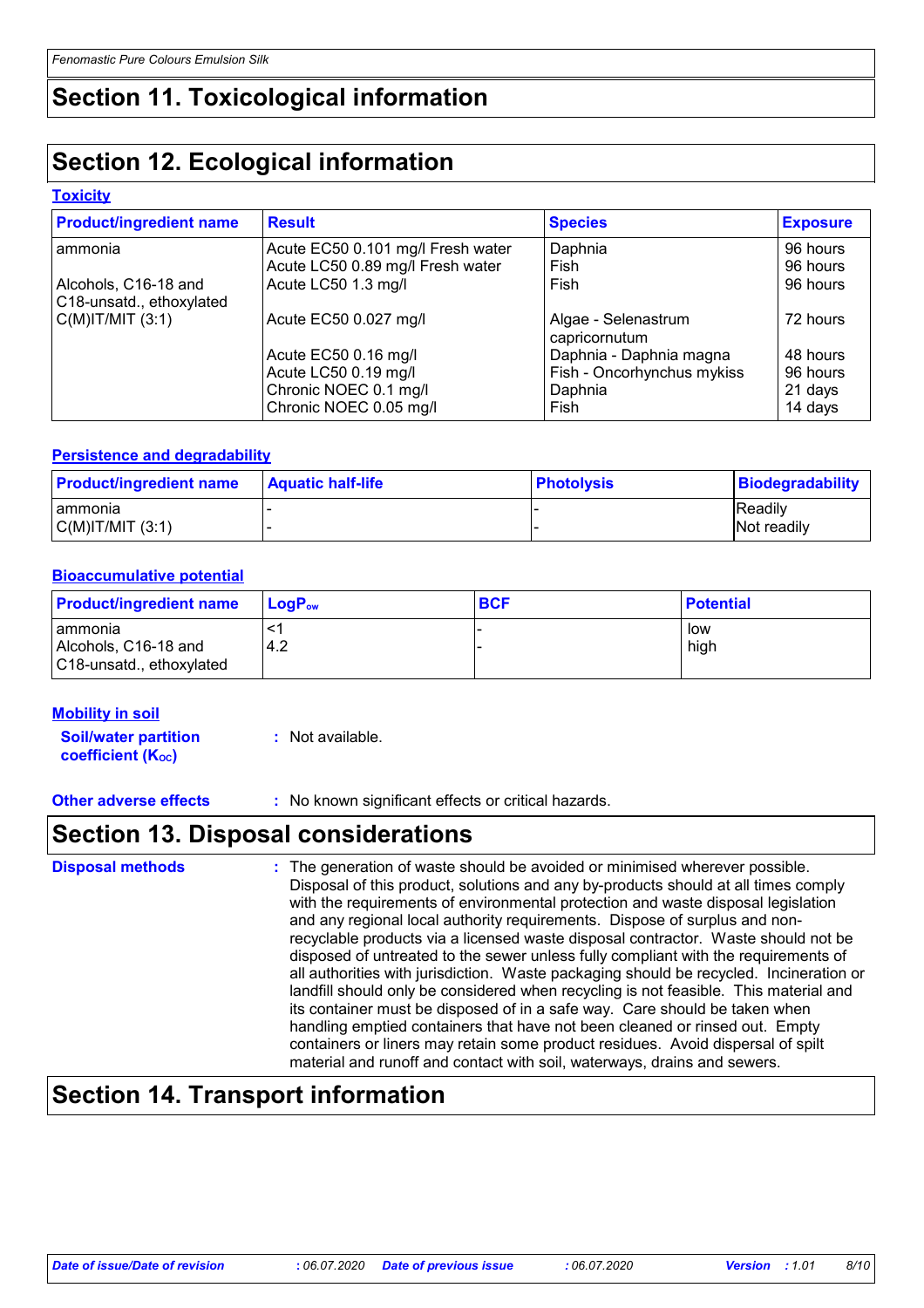# Section 11. Toxicological information

# Section 12. Ecological information

### Toxicity

| Product/ingredient name | Result | Species | Exposure |
|---|---|---|---|
| ammonia | Acute EC50 0.101 mg/l Fresh water | Daphnia | 96 hours |
| | Acute LC50 0.89 mg/l Fresh water | Fish | 96 hours |
| Alcohols, C16-18 and C18-unsatd., ethoxylated | Acute LC50 1.3 mg/l | Fish | 96 hours |
| C(M)IT/MIT (3:1) | Acute EC50 0.027 mg/l | Algae - Selenastrum capricornutum | 72 hours |
| | Acute EC50 0.16 mg/l | Daphnia - Daphnia magna | 48 hours |
| | Acute LC50 0.19 mg/l | Fish - Oncorhynchus mykiss | 96 hours |
| | Chronic NOEC 0.1 mg/l | Daphnia | 21 days |
| | Chronic NOEC 0.05 mg/l | Fish | 14 days |

### Persistence and degradability

| Product/ingredient name | Aquatic half-life | Photolysis | Biodegradability |
|---|---|---|---|
| ammonia | - | - | Readily |
| C(M)IT/MIT (3:1) | - | - | Not readily |

### Bioaccumulative potential

| Product/ingredient name | $LogP_{ow}$ | BCF | Potential |
|---|---|---|---|
| ammonia | <1 | - | low |
| Alcohols, C16-18 and C18-unsatd., ethoxylated | 4.2 | - | high |

### Mobility in soil

**Soil/water partition coefficient ($K_{OC}$)** : Not available.

**Other adverse effects** : No known significant effects or critical hazards.

# Section 13. Disposal considerations

**Disposal methods** : The generation of waste should be avoided or minimised wherever possible. Disposal of this product, solutions and any by-products should at all times comply with the requirements of environmental protection and waste disposal legislation and any regional local authority requirements. Dispose of surplus and non-recyclable products via a licensed waste disposal contractor. Waste should not be disposed of untreated to the sewer unless fully compliant with the requirements of all authorities with jurisdiction. Waste packaging should be recycled. Incineration or landfill should only be considered when recycling is not feasible. This material and its container must be disposed of in a safe way. Care should be taken when handling emptied containers that have not been cleaned or rinsed out. Empty containers or liners may retain some product residues. Avoid dispersal of spilt material and runoff and contact with soil, waterways, drains and sewers.

# Section 14. Transport information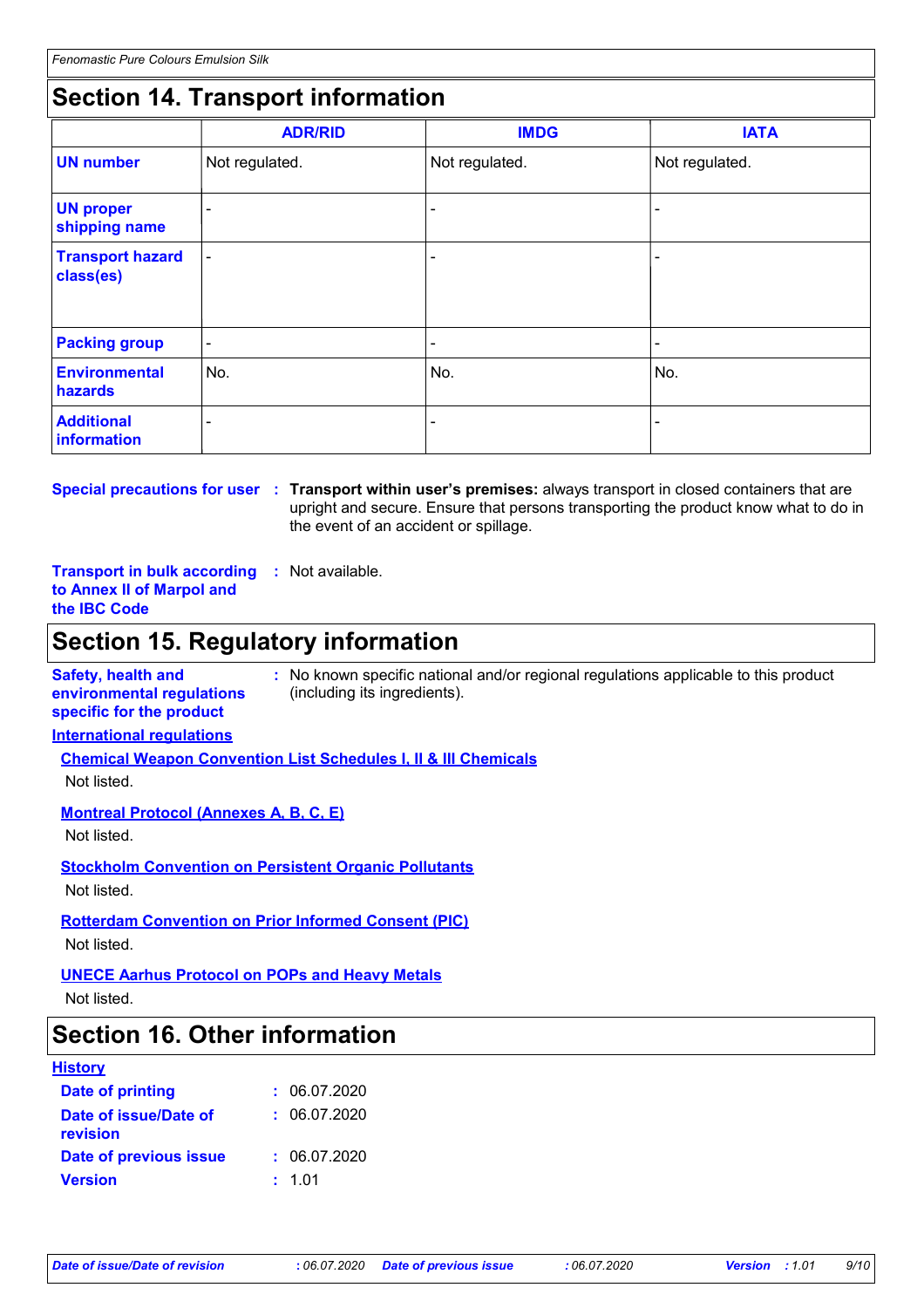## Section 14. Transport information

| | ADR/RID | IMDG | IATA |
|---|---|---|---|
| **UN number** | Not regulated. | Not regulated. | Not regulated. |
| **UN proper shipping name** | - | - | - |
| **Transport hazard class(es)** | - | - | - |
| **Packing group** | - | - | - |
| **Environmental hazards** | No. | No. | No. |
| **Additional information** | - | - | - |

**Special precautions for user** : **Transport within user's premises:** always transport in closed containers that are upright and secure. Ensure that persons transporting the product know what to do in the event of an accident or spillage.

**Transport in bulk according to Annex II of Marpol and the IBC Code** : Not available.

## Section 15. Regulatory information

**Safety, health and environmental regulations specific for the product** : No known specific national and/or regional regulations applicable to this product (including its ingredients).

**International regulations**

**Chemical Weapon Convention List Schedules I, II & III Chemicals**

Not listed.

**Montreal Protocol (Annexes A, B, C, E)**

Not listed.

**Stockholm Convention on Persistent Organic Pollutants**

Not listed.

**Rotterdam Convention on Prior Informed Consent (PIC)**

Not listed.

**UNECE Aarhus Protocol on POPs and Heavy Metals**

Not listed.

## Section 16. Other information

**History**

**Date of printing** : 06.07.2020

**Date of issue/Date of revision** : 06.07.2020

**Date of previous issue** : 06.07.2020

**Version** : 1.01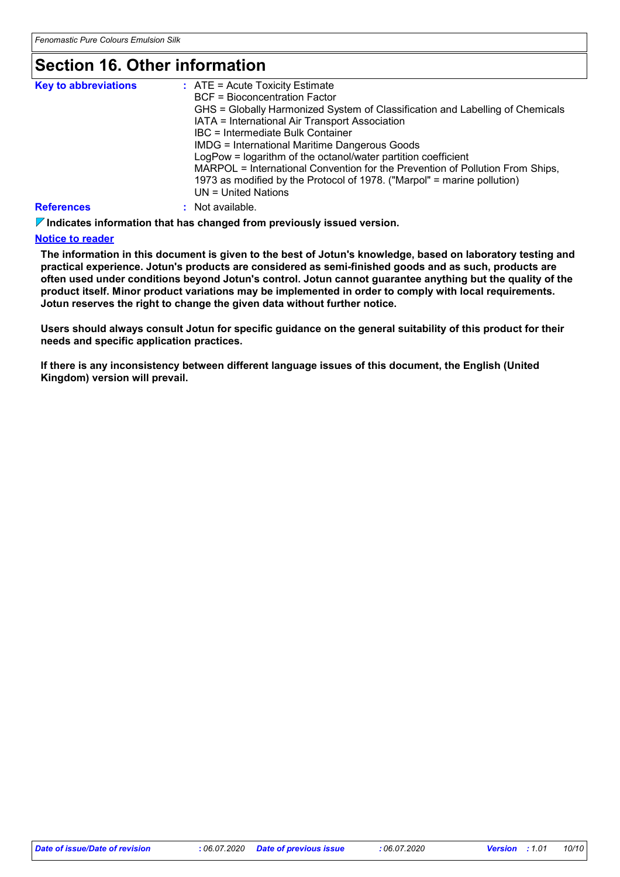## Section 16. Other information

**Key to abbreviations** : ATE = Acute Toxicity Estimate
BCF = Bioconcentration Factor
GHS = Globally Harmonized System of Classification and Labelling of Chemicals
IATA = International Air Transport Association
IBC = Intermediate Bulk Container
IMDG = International Maritime Dangerous Goods
LogPow = logarithm of the octanol/water partition coefficient
MARPOL = International Convention for the Prevention of Pollution From Ships, 1973 as modified by the Protocol of 1978. ("Marpol" = marine pollution)
UN = United Nations

**References** : Not available.

**Indicates information that has changed from previously issued version.**

**Notice to reader**

**The information in this document is given to the best of Jotun's knowledge, based on laboratory testing and practical experience. Jotun's products are considered as semi-finished goods and as such, products are often used under conditions beyond Jotun's control. Jotun cannot guarantee anything but the quality of the product itself. Minor product variations may be implemented in order to comply with local requirements. Jotun reserves the right to change the given data without further notice.**

**Users should always consult Jotun for specific guidance on the general suitability of this product for their needs and specific application practices.**

**If there is any inconsistency between different language issues of this document, the English (United Kingdom) version will prevail.**